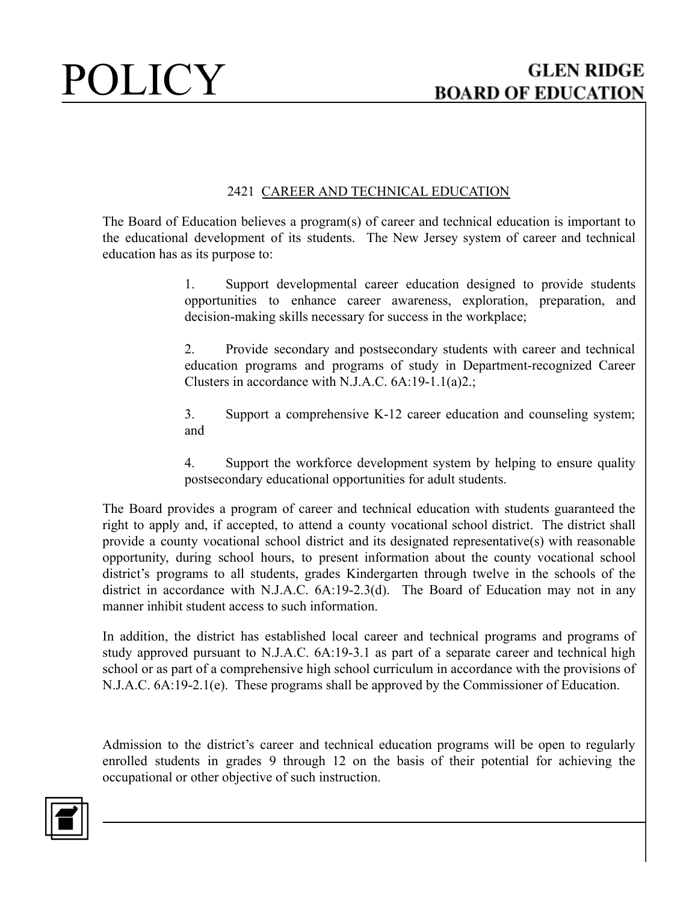# POLICY

**GLEN RIDGE BOARD OF EDUCATION**

## 2421 CAREER AND TECHNICAL EDUCATION

The Board of Education believes a program(s) of career and technical education is important to the educational development of its students. The New Jersey system of career and technical education has as its purpose to:

1. Support developmental career education designed to provide students opportunities to enhance career awareness, exploration, preparation, and decision-making skills necessary for success in the workplace;

2. Provide secondary and postsecondary students with career and technical education programs and programs of study in Department-recognized Career Clusters in accordance with N.J.A.C. 6A:19-1.1(a)2.;

3. Support a comprehensive K-12 career education and counseling system; and

4. Support the workforce development system by helping to ensure quality postsecondary educational opportunities for adult students.

The Board provides a program of career and technical education with students guaranteed the right to apply and, if accepted, to attend a county vocational school district. The district shall provide a county vocational school district and its designated representative(s) with reasonable opportunity, during school hours, to present information about the county vocational school district's programs to all students, grades Kindergarten through twelve in the schools of the district in accordance with N.J.A.C. 6A:19-2.3(d). The Board of Education may not in any manner inhibit student access to such information.

In addition, the district has established local career and technical programs and programs of study approved pursuant to N.J.A.C. 6A:19-3.1 as part of a separate career and technical high school or as part of a comprehensive high school curriculum in accordance with the provisions of N.J.A.C. 6A:19-2.1(e). These programs shall be approved by the Commissioner of Education.

Admission to the district's career and technical education programs will be open to regularly enrolled students in grades 9 through 12 on the basis of their potential for achieving the occupational or other objective of such instruction.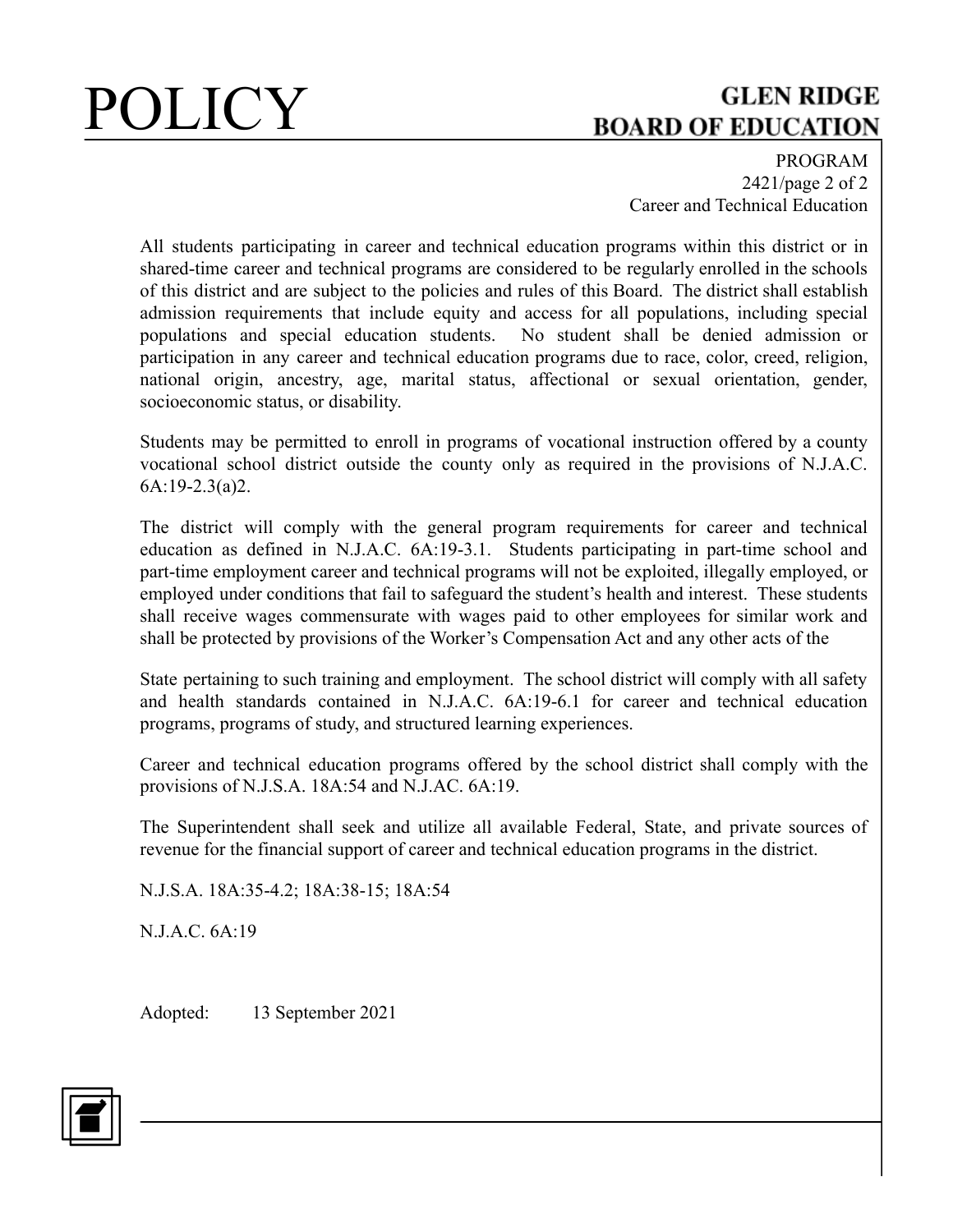All students participating in career and technical education programs within this district or in shared-time career and technical programs are considered to be regularly enrolled in the schools of this district and are subject to the policies and rules of this Board. The district shall establish admission requirements that include equity and access for all populations, including special populations and special education students. No student shall be denied admission or participation in any career and technical education programs due to race, color, creed, religion, national origin, ancestry, age, marital status, affectional or sexual orientation, gender, socioeconomic status, or disability.

Students may be permitted to enroll in programs of vocational instruction offered by a county vocational school district outside the county only as required in the provisions of N.J.A.C. 6A:19-2.3(a)2.

The district will comply with the general program requirements for career and technical education as defined in N.J.A.C. 6A:19-3.1. Students participating in part-time school and part-time employment career and technical programs will not be exploited, illegally employed, or employed under conditions that fail to safeguard the student's health and interest. These students shall receive wages commensurate with wages paid to other employees for similar work and shall be protected by provisions of the Worker's Compensation Act and any other acts of the State pertaining to such training and employment. The school district will comply with all safety and health standards contained in N.J.A.C. 6A:19-6.1 for career and technical education programs, programs of study, and structured learning experiences.

Career and technical education programs offered by the school district shall comply with the provisions of N.J.S.A. 18A:54 and N.J.AC. 6A:19.

The Superintendent shall seek and utilize all available Federal, State, and private sources of revenue for the financial support of career and technical education programs in the district.

N.J.S.A. 18A:35-4.2; 18A:38-15; 18A:54

N.J.A.C. 6A:19

Adopted: 13 September 2021